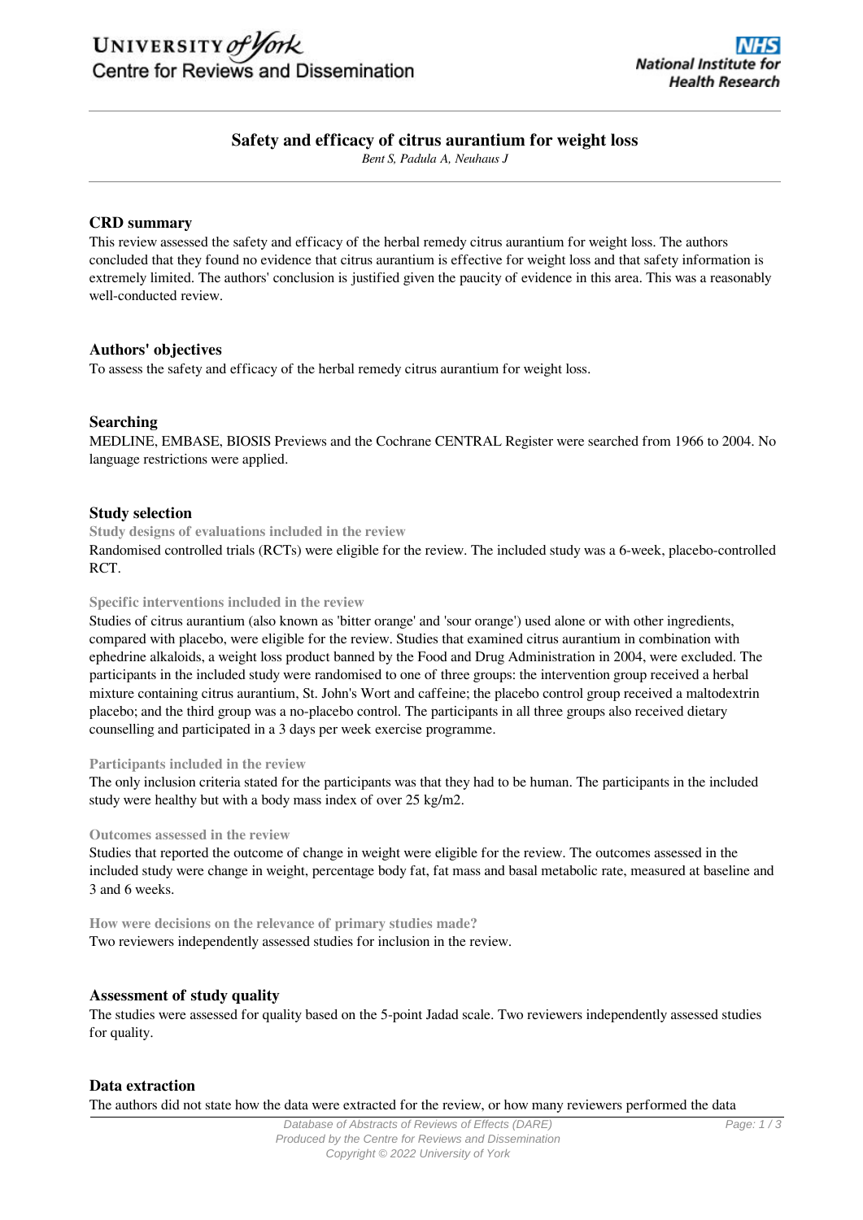# Safety and efficacy of citrus aurantium for weight loss

*Bent S, Padula A, Neuhaus J*

## CRD summary

This review assessed the safety and efficacy of the herbal remedy citrus aurantium for weight loss. The authors concluded that they found no evidence that citrus aurantium is effective for weight loss and that safety information is extremely limited. The authors' conclusion is justified given the paucity of evidence in this area. This was a reasonably well-conducted review.

## Authors' objectives

To assess the safety and efficacy of the herbal remedy citrus aurantium for weight loss.

## Searching

MEDLINE, EMBASE, BIOSIS Previews and the Cochrane CENTRAL Register were searched from 1966 to 2004. No language restrictions were applied.

## Study selection

### Study designs of evaluations included in the review

Randomised controlled trials (RCTs) were eligible for the review. The included study was a 6-week, placebo-controlled RCT.

### Specific interventions included in the review

Studies of citrus aurantium (also known as 'bitter orange' and 'sour orange') used alone or with other ingredients, compared with placebo, were eligible for the review. Studies that examined citrus aurantium in combination with ephedrine alkaloids, a weight loss product banned by the Food and Drug Administration in 2004, were excluded. The participants in the included study were randomised to one of three groups: the intervention group received a herbal mixture containing citrus aurantium, St. John's Wort and caffeine; the placebo control group received a maltodextrin placebo; and the third group was a no-placebo control. The participants in all three groups also received dietary counselling and participated in a 3 days per week exercise programme.

### Participants included in the review

The only inclusion criteria stated for the participants was that they had to be human. The participants in the included study were healthy but with a body mass index of over 25 kg/m2.

### Outcomes assessed in the review

Studies that reported the outcome of change in weight were eligible for the review. The outcomes assessed in the included study were change in weight, percentage body fat, fat mass and basal metabolic rate, measured at baseline and 3 and 6 weeks.

### How were decisions on the relevance of primary studies made?

Two reviewers independently assessed studies for inclusion in the review.

## Assessment of study quality

The studies were assessed for quality based on the 5-point Jadad scale. Two reviewers independently assessed studies for quality.

## Data extraction

The authors did not state how the data were extracted for the review, or how many reviewers performed the data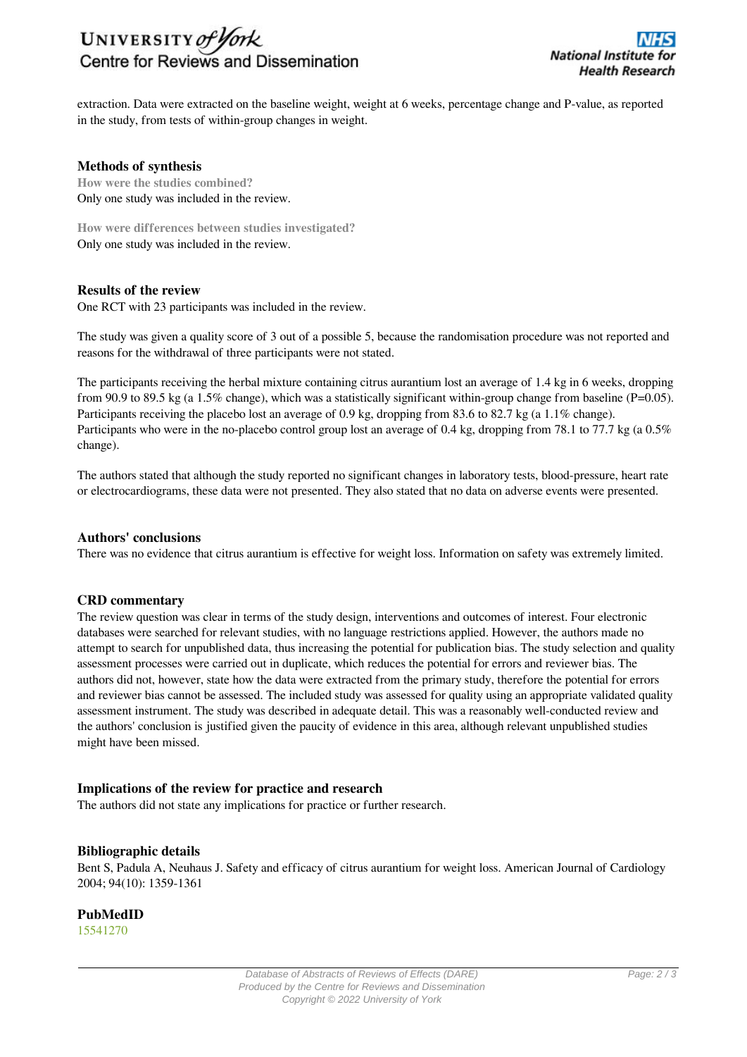extraction. Data were extracted on the baseline weight, weight at 6 weeks, percentage change and P-value, as reported in the study, from tests of within-group changes in weight.

## Methods of synthesis

**How were the studies combined?**

Only one study was included in the review.

**How were differences between studies investigated?**

Only one study was included in the review.

## Results of the review

One RCT with 23 participants was included in the review.

The study was given a quality score of 3 out of a possible 5, because the randomisation procedure was not reported and reasons for the withdrawal of three participants were not stated.

The participants receiving the herbal mixture containing citrus aurantium lost an average of 1.4 kg in 6 weeks, dropping from 90.9 to 89.5 kg (a 1.5% change), which was a statistically significant within-group change from baseline (P=0.05). Participants receiving the placebo lost an average of 0.9 kg, dropping from 83.6 to 82.7 kg (a 1.1% change). Participants who were in the no-placebo control group lost an average of 0.4 kg, dropping from 78.1 to 77.7 kg (a 0.5% change).

The authors stated that although the study reported no significant changes in laboratory tests, blood-pressure, heart rate or electrocardiograms, these data were not presented. They also stated that no data on adverse events were presented.

## Authors' conclusions

There was no evidence that citrus aurantium is effective for weight loss. Information on safety was extremely limited.

## CRD commentary

The review question was clear in terms of the study design, interventions and outcomes of interest. Four electronic databases were searched for relevant studies, with no language restrictions applied. However, the authors made no attempt to search for unpublished data, thus increasing the potential for publication bias. The study selection and quality assessment processes were carried out in duplicate, which reduces the potential for errors and reviewer bias. The authors did not, however, state how the data were extracted from the primary study, therefore the potential for errors and reviewer bias cannot be assessed. The included study was assessed for quality using an appropriate validated quality assessment instrument. The study was described in adequate detail. This was a reasonably well-conducted review and the authors' conclusion is justified given the paucity of evidence in this area, although relevant unpublished studies might have been missed.

## Implications of the review for practice and research

The authors did not state any implications for practice or further research.

## Bibliographic details

Bent S, Padula A, Neuhaus J. Safety and efficacy of citrus aurantium for weight loss. American Journal of Cardiology 2004; 94(10): 1359-1361

## PubMedID

15541270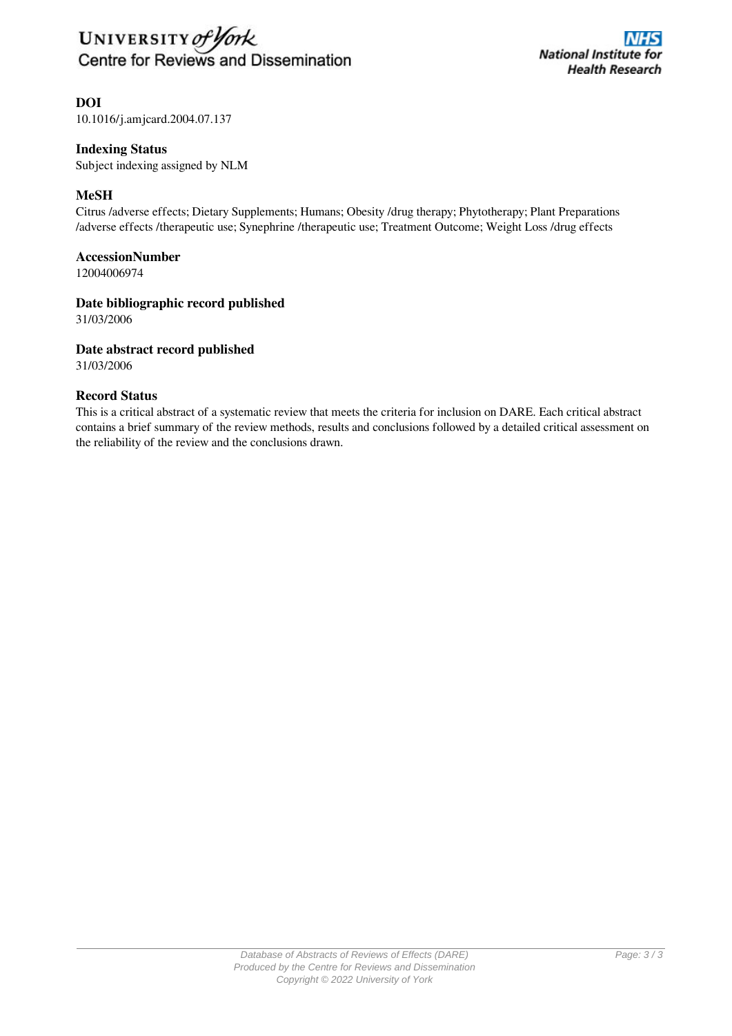## DOI

10.1016/j.amjcard.2004.07.137

## Indexing Status

Subject indexing assigned by NLM

## MeSH

Citrus /adverse effects; Dietary Supplements; Humans; Obesity /drug therapy; Phytotherapy; Plant Preparations /adverse effects /therapeutic use; Synephrine /therapeutic use; Treatment Outcome; Weight Loss /drug effects

## AccessionNumber

12004006974

## Date bibliographic record published

31/03/2006

## Date abstract record published

31/03/2006

## Record Status

This is a critical abstract of a systematic review that meets the criteria for inclusion on DARE. Each critical abstract contains a brief summary of the review methods, results and conclusions followed by a detailed critical assessment on the reliability of the review and the conclusions drawn.